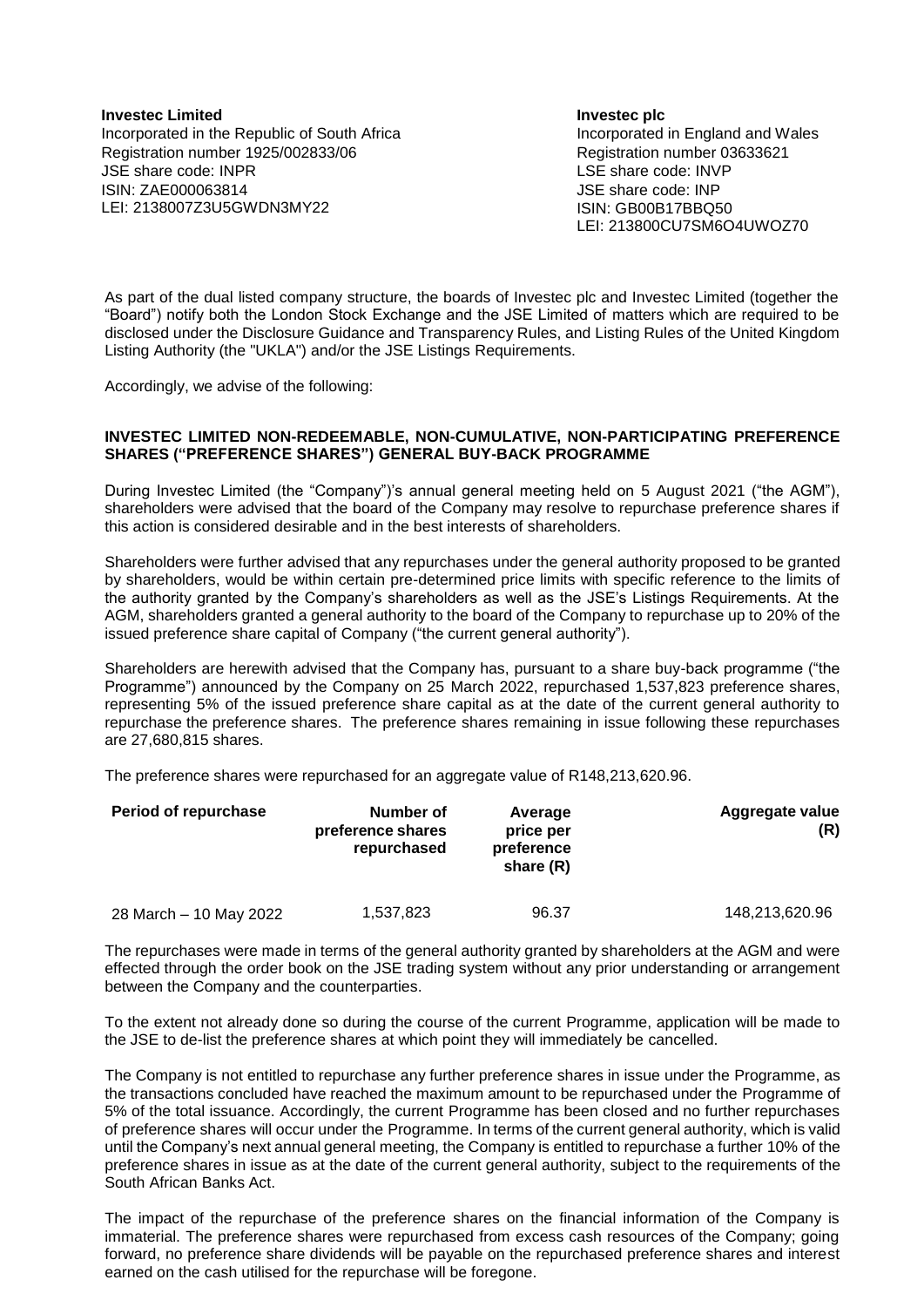**Investec Limited**
Incorporated in the Republic of South Africa
Registration number 1925/002833/06
JSE share code: INPR
ISIN: ZAE000063814
LEI: 2138007Z3U5GWDN3MY22

**Investec plc**
Incorporated in England and Wales
Registration number 03633621
LSE share code: INVP
JSE share code: INP
ISIN: GB00B17BBQ50
LEI: 213800CU7SM6O4UWOZ70

As part of the dual listed company structure, the boards of Investec plc and Investec Limited (together the "Board") notify both the London Stock Exchange and the JSE Limited of matters which are required to be disclosed under the Disclosure Guidance and Transparency Rules, and Listing Rules of the United Kingdom Listing Authority (the "UKLA") and/or the JSE Listings Requirements.

Accordingly, we advise of the following:

**INVESTEC LIMITED NON-REDEEMABLE, NON-CUMULATIVE, NON-PARTICIPATING PREFERENCE SHARES ("PREFERENCE SHARES") GENERAL BUY-BACK PROGRAMME**

During Investec Limited (the "Company")'s annual general meeting held on 5 August 2021 ("the AGM"), shareholders were advised that the board of the Company may resolve to repurchase preference shares if this action is considered desirable and in the best interests of shareholders.

Shareholders were further advised that any repurchases under the general authority proposed to be granted by shareholders, would be within certain pre-determined price limits with specific reference to the limits of the authority granted by the Company's shareholders as well as the JSE's Listings Requirements. At the AGM, shareholders granted a general authority to the board of the Company to repurchase up to 20% of the issued preference share capital of Company ("the current general authority").

Shareholders are herewith advised that the Company has, pursuant to a share buy-back programme ("the Programme") announced by the Company on 25 March 2022, repurchased 1,537,823 preference shares, representing 5% of the issued preference share capital as at the date of the current general authority to repurchase the preference shares. The preference shares remaining in issue following these repurchases are 27,680,815 shares.

The preference shares were repurchased for an aggregate value of R148,213,620.96.

| Period of repurchase | Number of preference shares repurchased | Average price per preference share (R) | Aggregate value (R) |
|---|---|---|---|
| 28 March – 10 May 2022 | 1,537,823 | 96.37 | 148,213,620.96 |

The repurchases were made in terms of the general authority granted by shareholders at the AGM and were effected through the order book on the JSE trading system without any prior understanding or arrangement between the Company and the counterparties.

To the extent not already done so during the course of the current Programme, application will be made to the JSE to de-list the preference shares at which point they will immediately be cancelled.

The Company is not entitled to repurchase any further preference shares in issue under the Programme, as the transactions concluded have reached the maximum amount to be repurchased under the Programme of 5% of the total issuance. Accordingly, the current Programme has been closed and no further repurchases of preference shares will occur under the Programme. In terms of the current general authority, which is valid until the Company's next annual general meeting, the Company is entitled to repurchase a further 10% of the preference shares in issue as at the date of the current general authority, subject to the requirements of the South African Banks Act.

The impact of the repurchase of the preference shares on the financial information of the Company is immaterial. The preference shares were repurchased from excess cash resources of the Company; going forward, no preference share dividends will be payable on the repurchased preference shares and interest earned on the cash utilised for the repurchase will be foregone.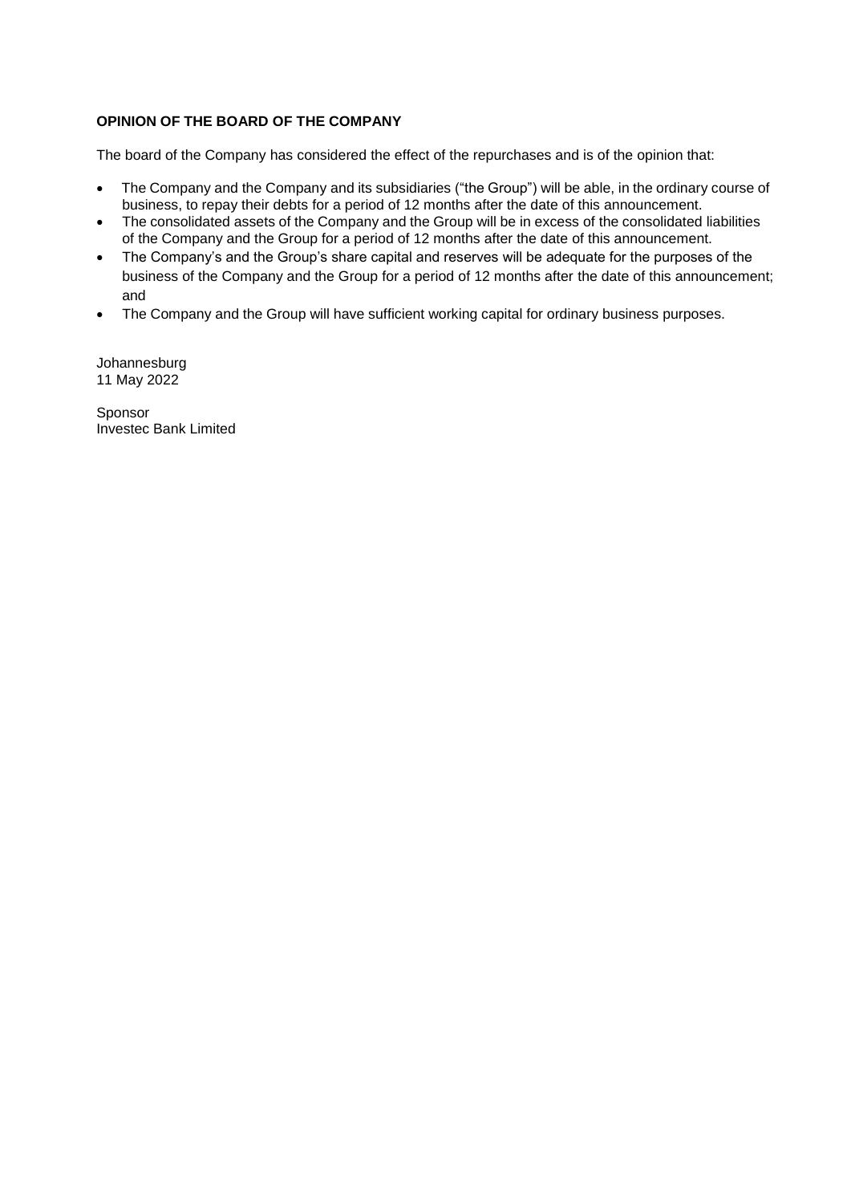**OPINION OF THE BOARD OF THE COMPANY**

The board of the Company has considered the effect of the repurchases and is of the opinion that:

- The Company and the Company and its subsidiaries ("the Group") will be able, in the ordinary course of business, to repay their debts for a period of 12 months after the date of this announcement.
- The consolidated assets of the Company and the Group will be in excess of the consolidated liabilities of the Company and the Group for a period of 12 months after the date of this announcement.
- The Company's and the Group's share capital and reserves will be adequate for the purposes of the business of the Company and the Group for a period of 12 months after the date of this announcement; and
- The Company and the Group will have sufficient working capital for ordinary business purposes.

Johannesburg
11 May 2022

Sponsor
Investec Bank Limited